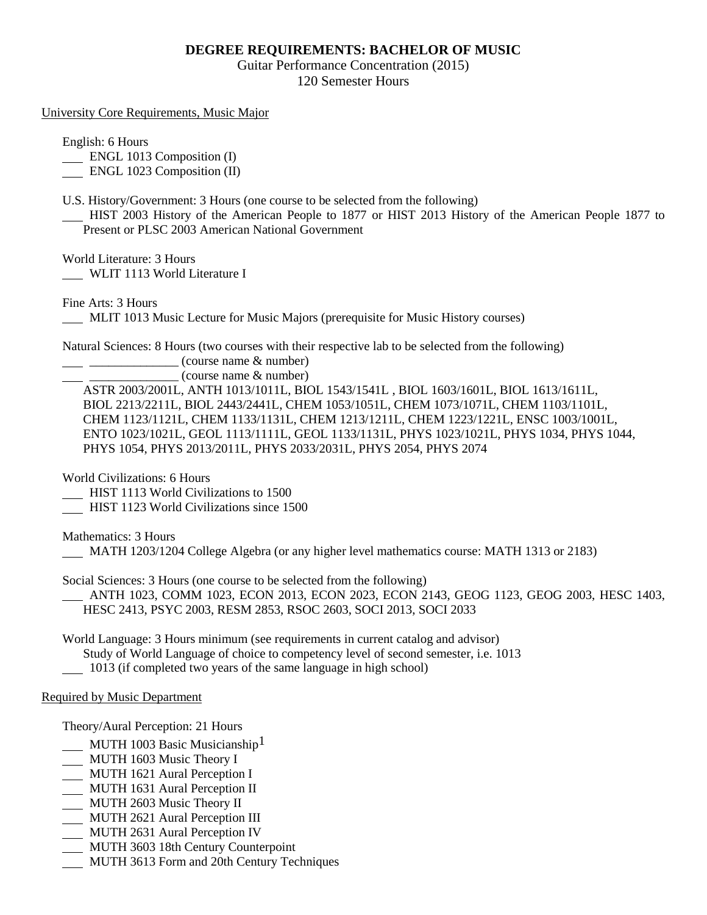# DEGREE REQUIREMENTS: BACHELOR OF MUSIC

Guitar Performance Concentration (2015)
120 Semester Hours

## University Core Requirements, Music Major

English: 6 Hours

___ ENGL 1013 Composition (I)
___ ENGL 1023 Composition (II)

U.S. History/Government: 3 Hours (one course to be selected from the following)

___ HIST 2003 History of the American People to 1877 or HIST 2013 History of the American People 1877 to Present or PLSC 2003 American National Government

World Literature: 3 Hours

___ WLIT 1113 World Literature I

Fine Arts: 3 Hours

___ MLIT 1013 Music Lecture for Music Majors (prerequisite for Music History courses)

Natural Sciences: 8 Hours (two courses with their respective lab to be selected from the following)

___ ______________ (course name & number)
___ ______________ (course name & number)

ASTR 2003/2001L, ANTH 1013/1011L, BIOL 1543/1541L , BIOL 1603/1601L, BIOL 1613/1611L, BIOL 2213/2211L, BIOL 2443/2441L, CHEM 1053/1051L, CHEM 1073/1071L, CHEM 1103/1101L, CHEM 1123/1121L, CHEM 1133/1131L, CHEM 1213/1211L, CHEM 1223/1221L, ENSC 1003/1001L, ENTO 1023/1021L, GEOL 1113/1111L, GEOL 1133/1131L, PHYS 1023/1021L, PHYS 1034, PHYS 1044, PHYS 1054, PHYS 2013/2011L, PHYS 2033/2031L, PHYS 2054, PHYS 2074

World Civilizations: 6 Hours

___ HIST 1113 World Civilizations to 1500
___ HIST 1123 World Civilizations since 1500

Mathematics: 3 Hours

___ MATH 1203/1204 College Algebra (or any higher level mathematics course: MATH 1313 or 2183)

Social Sciences: 3 Hours (one course to be selected from the following)

___ ANTH 1023, COMM 1023, ECON 2013, ECON 2023, ECON 2143, GEOG 1123, GEOG 2003, HESC 1403, HESC 2413, PSYC 2003, RESM 2853, RSOC 2603, SOCI 2013, SOCI 2033

World Language: 3 Hours minimum (see requirements in current catalog and advisor)

Study of World Language of choice to competency level of second semester, i.e. 1013

___ 1013 (if completed two years of the same language in high school)

## Required by Music Department

Theory/Aural Perception: 21 Hours

___ MUTH 1003 Basic Musicianship[1]
___ MUTH 1603 Music Theory I
___ MUTH 1621 Aural Perception I
___ MUTH 1631 Aural Perception II
___ MUTH 2603 Music Theory II
___ MUTH 2621 Aural Perception III
___ MUTH 2631 Aural Perception IV
___ MUTH 3603 18th Century Counterpoint
___ MUTH 3613 Form and 20th Century Techniques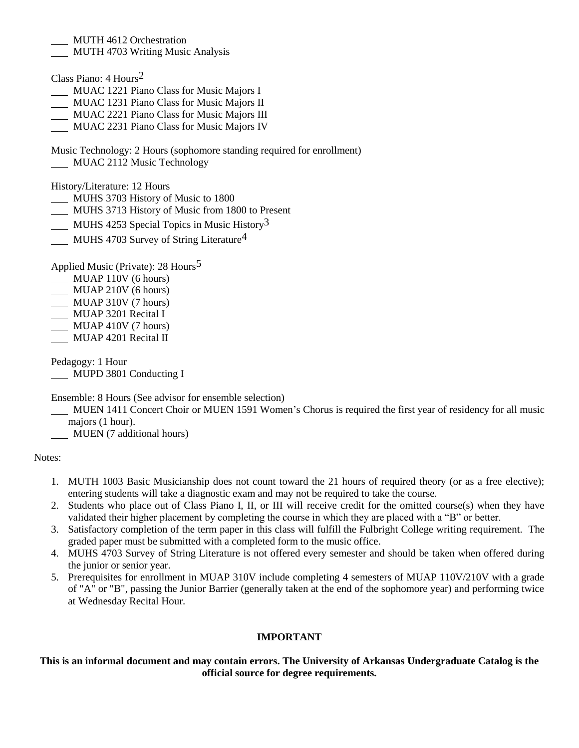___ MUTH 4612 Orchestration
___ MUTH 4703 Writing Music Analysis

Class Piano: 4 Hours[2]
___ MUAC 1221 Piano Class for Music Majors I
___ MUAC 1231 Piano Class for Music Majors II
___ MUAC 2221 Piano Class for Music Majors III
___ MUAC 2231 Piano Class for Music Majors IV

Music Technology: 2 Hours (sophomore standing required for enrollment)
___ MUAC 2112 Music Technology

History/Literature: 12 Hours
___ MUHS 3703 History of Music to 1800
___ MUHS 3713 History of Music from 1800 to Present
___ MUHS 4253 Special Topics in Music History[3]
___ MUHS 4703 Survey of String Literature[4]

Applied Music (Private): 28 Hours[5]
___ MUAP 110V (6 hours)
___ MUAP 210V (6 hours)
___ MUAP 310V (7 hours)
___ MUAP 3201 Recital I
___ MUAP 410V (7 hours)
___ MUAP 4201 Recital II

Pedagogy: 1 Hour
___ MUPD 3801 Conducting I

Ensemble: 8 Hours (See advisor for ensemble selection)
___ MUEN 1411 Concert Choir or MUEN 1591 Women's Chorus is required the first year of residency for all music majors (1 hour).
___ MUEN (7 additional hours)

Notes:

1. MUTH 1003 Basic Musicianship does not count toward the 21 hours of required theory (or as a free elective); entering students will take a diagnostic exam and may not be required to take the course.
2. Students who place out of Class Piano I, II, or III will receive credit for the omitted course(s) when they have validated their higher placement by completing the course in which they are placed with a "B" or better.
3. Satisfactory completion of the term paper in this class will fulfill the Fulbright College writing requirement. The graded paper must be submitted with a completed form to the music office.
4. MUHS 4703 Survey of String Literature is not offered every semester and should be taken when offered during the junior or senior year.
5. Prerequisites for enrollment in MUAP 310V include completing 4 semesters of MUAP 110V/210V with a grade of "A" or "B", passing the Junior Barrier (generally taken at the end of the sophomore year) and performing twice at Wednesday Recital Hour.

**IMPORTANT**

**This is an informal document and may contain errors. The University of Arkansas Undergraduate Catalog is the official source for degree requirements.**